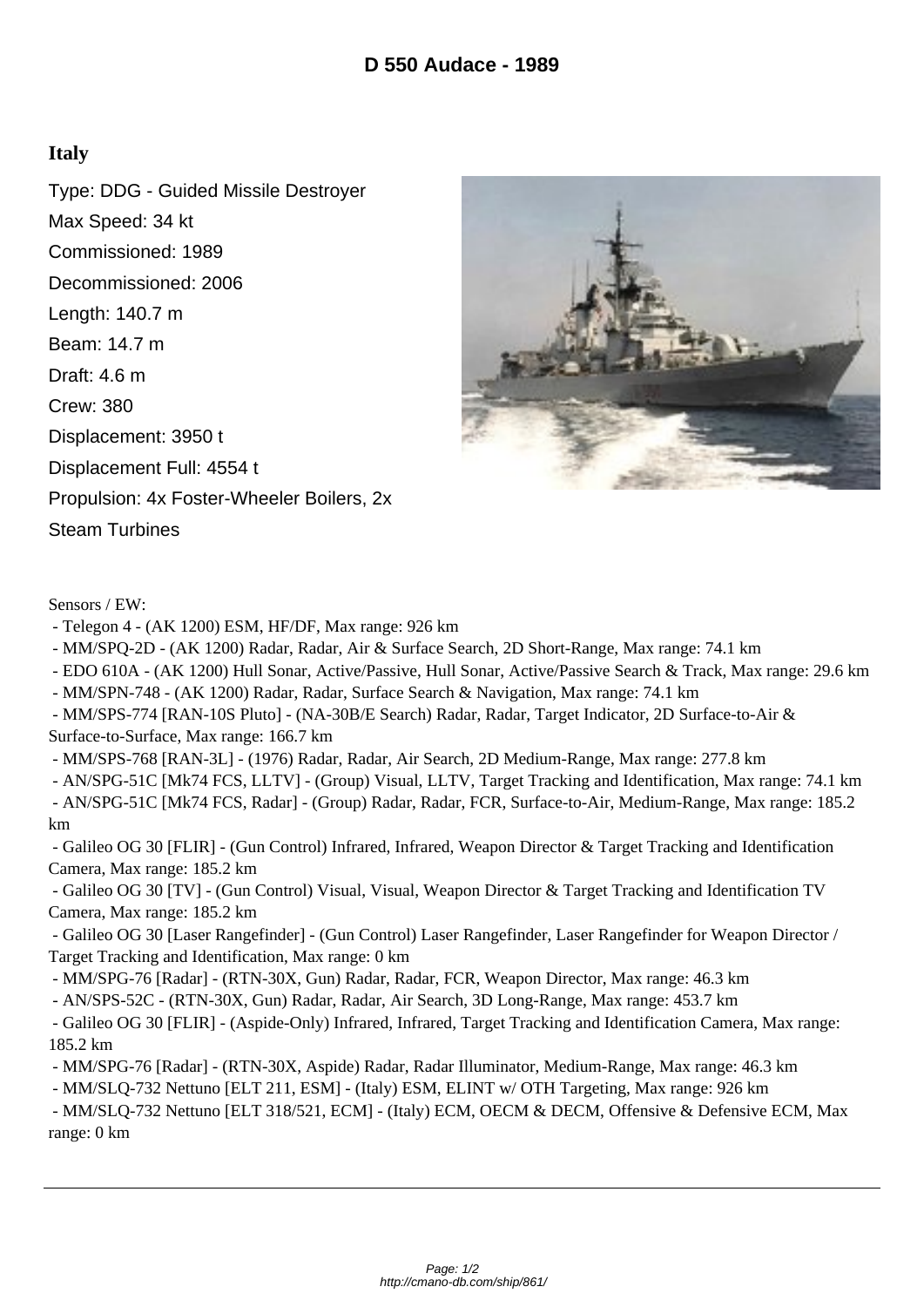# D 550 Audace - 1989

## Italy

Type: DDG - Guided Missile Destroyer

Max Speed: 34 kt

Commissioned: 1989

Decommissioned: 2006

Length: 140.7 m

Beam: 14.7 m

Draft: 4.6 m

Crew: 380

Displacement: 3950 t

Displacement Full: 4554 t

Propulsion: 4x Foster-Wheeler Boilers, 2x Steam Turbines

Sensors / EW:

- Telegon 4 - (AK 1200) ESM, HF/DF, Max range: 926 km
- MM/SPQ-2D - (AK 1200) Radar, Radar, Air & Surface Search, 2D Short-Range, Max range: 74.1 km
- EDO 610A - (AK 1200) Hull Sonar, Active/Passive, Hull Sonar, Active/Passive Search & Track, Max range: 29.6 km
- MM/SPN-748 - (AK 1200) Radar, Radar, Surface Search & Navigation, Max range: 74.1 km
- MM/SPS-774 [RAN-10S Pluto] - (NA-30B/E Search) Radar, Radar, Target Indicator, 2D Surface-to-Air & Surface-to-Surface, Max range: 166.7 km
- MM/SPS-768 [RAN-3L] - (1976) Radar, Radar, Air Search, 2D Medium-Range, Max range: 277.8 km
- AN/SPG-51C [Mk74 FCS, LLTV] - (Group) Visual, LLTV, Target Tracking and Identification, Max range: 74.1 km
- AN/SPG-51C [Mk74 FCS, Radar] - (Group) Radar, Radar, FCR, Surface-to-Air, Medium-Range, Max range: 185.2 km
- Galileo OG 30 [FLIR] - (Gun Control) Infrared, Infrared, Weapon Director & Target Tracking and Identification Camera, Max range: 185.2 km
- Galileo OG 30 [TV] - (Gun Control) Visual, Visual, Weapon Director & Target Tracking and Identification TV Camera, Max range: 185.2 km
- Galileo OG 30 [Laser Rangefinder] - (Gun Control) Laser Rangefinder, Laser Rangefinder for Weapon Director / Target Tracking and Identification, Max range: 0 km
- MM/SPG-76 [Radar] - (RTN-30X, Gun) Radar, Radar, FCR, Weapon Director, Max range: 46.3 km
- AN/SPS-52C - (RTN-30X, Gun) Radar, Radar, Air Search, 3D Long-Range, Max range: 453.7 km
- Galileo OG 30 [FLIR] - (Aspide-Only) Infrared, Infrared, Target Tracking and Identification Camera, Max range: 185.2 km
- MM/SPG-76 [Radar] - (RTN-30X, Aspide) Radar, Radar Illuminator, Medium-Range, Max range: 46.3 km
- MM/SLQ-732 Nettuno [ELT 211, ESM] - (Italy) ESM, ELINT w/ OTH Targeting, Max range: 926 km
- MM/SLQ-732 Nettuno [ELT 318/521, ECM] - (Italy) ECM, OECM & DECM, Offensive & Defensive ECM, Max range: 0 km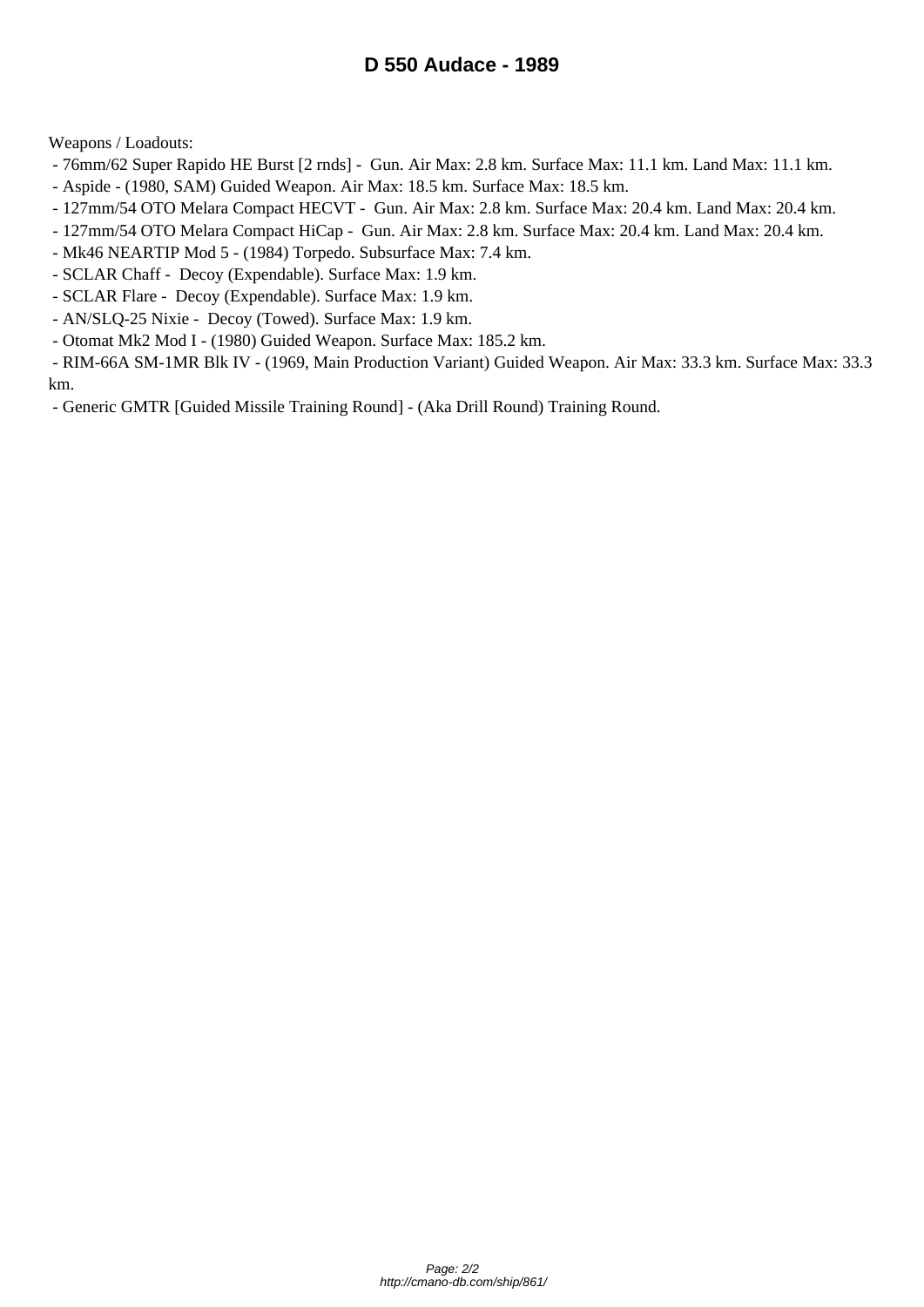Weapons / Loadouts:

- 76mm/62 Super Rapido HE Burst [2 rnds] -  Gun. Air Max: 2.8 km. Surface Max: 11.1 km. Land Max: 11.1 km.
- Aspide - (1980, SAM) Guided Weapon. Air Max: 18.5 km. Surface Max: 18.5 km.
- 127mm/54 OTO Melara Compact HECVT -  Gun. Air Max: 2.8 km. Surface Max: 20.4 km. Land Max: 20.4 km.
- 127mm/54 OTO Melara Compact HiCap -  Gun. Air Max: 2.8 km. Surface Max: 20.4 km. Land Max: 20.4 km.
- Mk46 NEARTIP Mod 5 - (1984) Torpedo. Subsurface Max: 7.4 km.
- SCLAR Chaff -  Decoy (Expendable). Surface Max: 1.9 km.
- SCLAR Flare -  Decoy (Expendable). Surface Max: 1.9 km.
- AN/SLQ-25 Nixie -  Decoy (Towed). Surface Max: 1.9 km.
- Otomat Mk2 Mod I - (1980) Guided Weapon. Surface Max: 185.2 km.
- RIM-66A SM-1MR Blk IV - (1969, Main Production Variant) Guided Weapon. Air Max: 33.3 km. Surface Max: 33.3 km.
- Generic GMTR [Guided Missile Training Round] - (Aka Drill Round) Training Round.